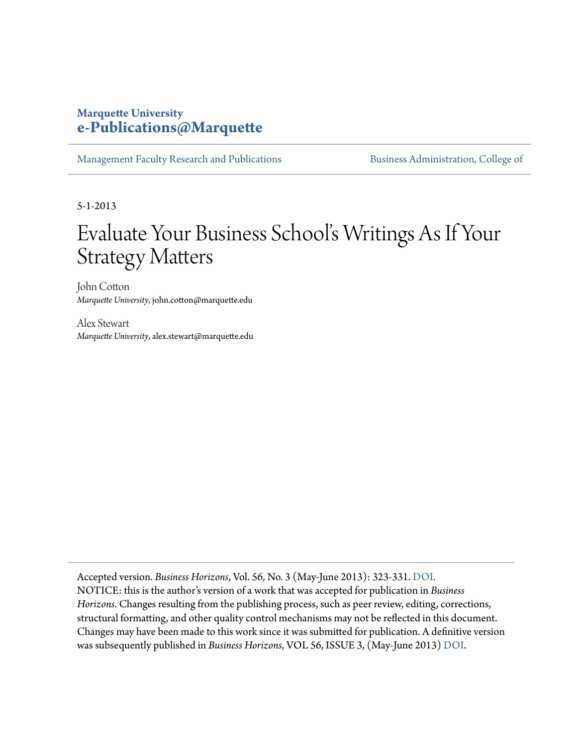**Marquette University**
**e-Publications@Marquette**

Management Faculty Research and Publications | Business Administration, College of

5-1-2013

# Evaluate Your Business School's Writings As If Your Strategy Matters

John Cotton
*Marquette University*, john.cotton@marquette.edu

Alex Stewart
*Marquette University*, alex.stewart@marquette.edu

Accepted version. *Business Horizons*, Vol. 56, No. 3 (May-June 2013): 323-331. DOI.
NOTICE: this is the author's version of a work that was accepted for publication in *Business Horizons*. Changes resulting from the publishing process, such as peer review, editing, corrections, structural formatting, and other quality control mechanisms may not be reflected in this document. Changes may have been made to this work since it was submitted for publication. A definitive version was subsequently published in *Business Horizons*, VOL 56, ISSUE 3, (May-June 2013) DOI.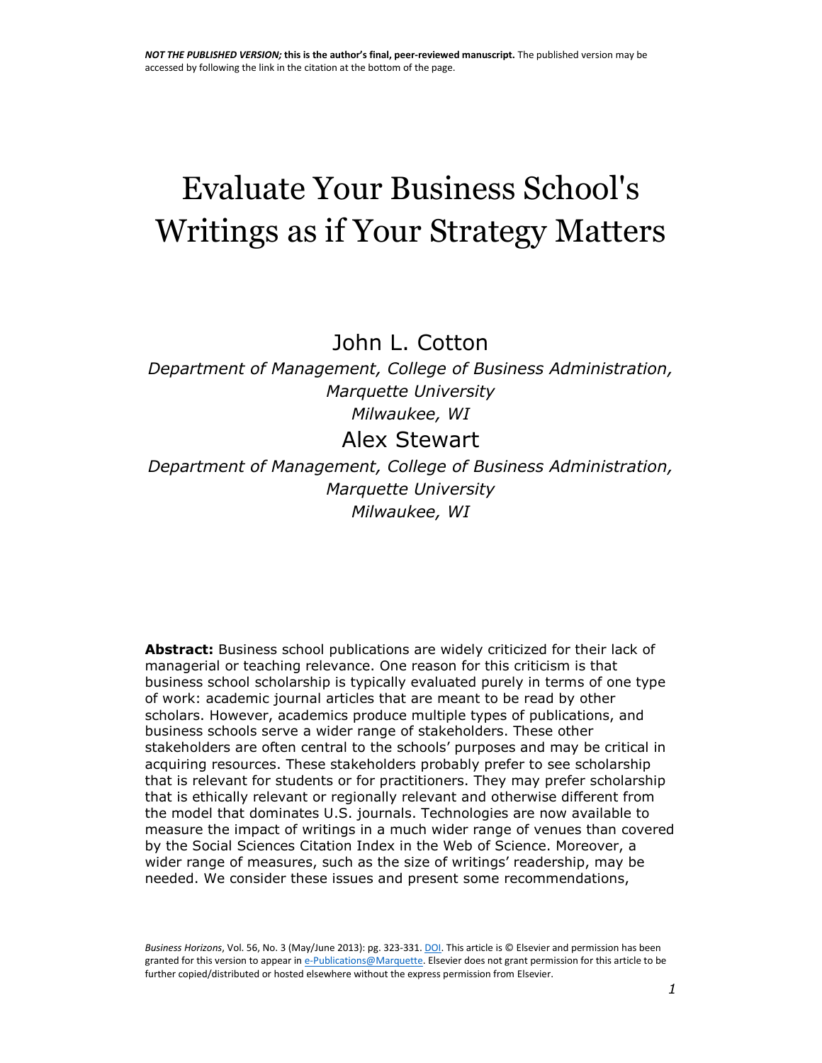**NOT THE PUBLISHED VERSION;** **this is the author's final, peer-reviewed manuscript.** The published version may be accessed by following the link in the citation at the bottom of the page.

# Evaluate Your Business School's Writings as if Your Strategy Matters

John L. Cotton

*Department of Management, College of Business Administration, Marquette University*
*Milwaukee, WI*

Alex Stewart

*Department of Management, College of Business Administration, Marquette University*
*Milwaukee, WI*

**Abstract:** Business school publications are widely criticized for their lack of managerial or teaching relevance. One reason for this criticism is that business school scholarship is typically evaluated purely in terms of one type of work: academic journal articles that are meant to be read by other scholars. However, academics produce multiple types of publications, and business schools serve a wider range of stakeholders. These other stakeholders are often central to the schools' purposes and may be critical in acquiring resources. These stakeholders probably prefer to see scholarship that is relevant for students or for practitioners. They may prefer scholarship that is ethically relevant or regionally relevant and otherwise different from the model that dominates U.S. journals. Technologies are now available to measure the impact of writings in a much wider range of venues than covered by the Social Sciences Citation Index in the Web of Science. Moreover, a wider range of measures, such as the size of writings' readership, may be needed. We consider these issues and present some recommendations,

*Business Horizons*, Vol. 56, No. 3 (May/June 2013): pg. 323-331. DOI. This article is © Elsevier and permission has been granted for this version to appear in e-Publications@Marquette. Elsevier does not grant permission for this article to be further copied/distributed or hosted elsewhere without the express permission from Elsevier.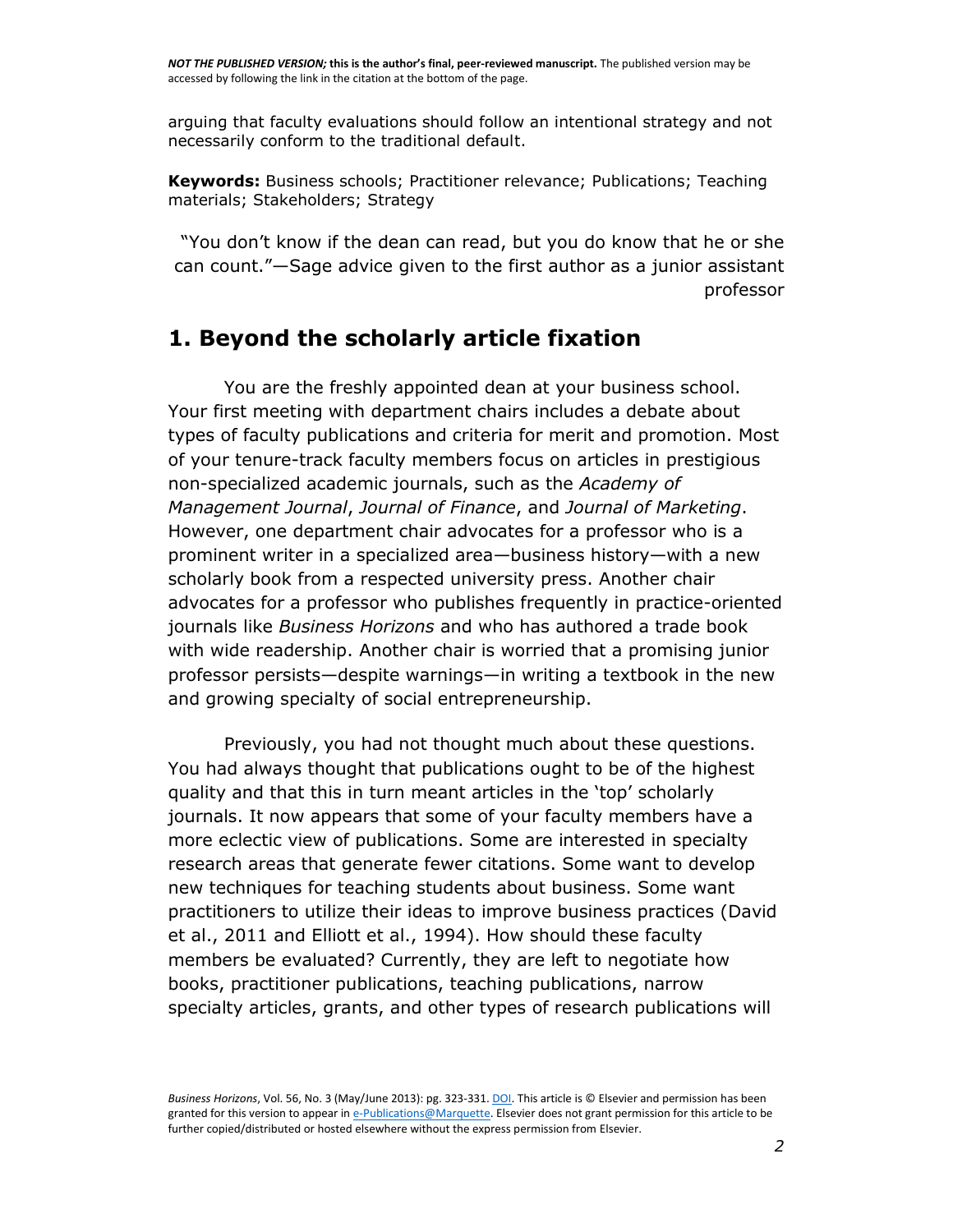arguing that faculty evaluations should follow an intentional strategy and not necessarily conform to the traditional default.

**Keywords:** Business schools; Practitioner relevance; Publications; Teaching materials; Stakeholders; Strategy

"You don't know if the dean can read, but you do know that he or she can count."—Sage advice given to the first author as a junior assistant professor

## 1. Beyond the scholarly article fixation

You are the freshly appointed dean at your business school. Your first meeting with department chairs includes a debate about types of faculty publications and criteria for merit and promotion. Most of your tenure-track faculty members focus on articles in prestigious non-specialized academic journals, such as the *Academy of Management Journal*, *Journal of Finance*, and *Journal of Marketing*. However, one department chair advocates for a professor who is a prominent writer in a specialized area—business history—with a new scholarly book from a respected university press. Another chair advocates for a professor who publishes frequently in practice-oriented journals like *Business Horizons* and who has authored a trade book with wide readership. Another chair is worried that a promising junior professor persists—despite warnings—in writing a textbook in the new and growing specialty of social entrepreneurship.

Previously, you had not thought much about these questions. You had always thought that publications ought to be of the highest quality and that this in turn meant articles in the 'top' scholarly journals. It now appears that some of your faculty members have a more eclectic view of publications. Some are interested in specialty research areas that generate fewer citations. Some want to develop new techniques for teaching students about business. Some want practitioners to utilize their ideas to improve business practices (David et al., 2011 and Elliott et al., 1994). How should these faculty members be evaluated? Currently, they are left to negotiate how books, practitioner publications, teaching publications, narrow specialty articles, grants, and other types of research publications will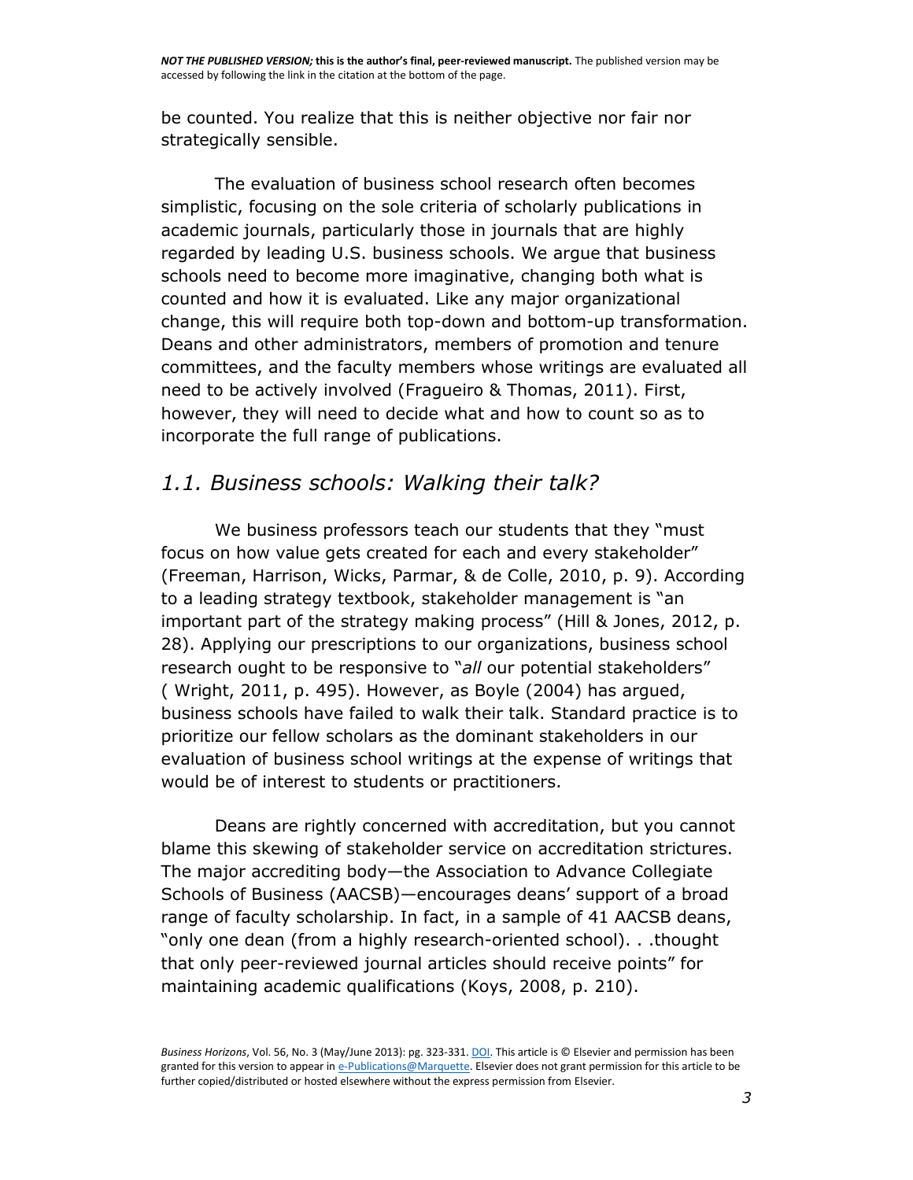be counted. You realize that this is neither objective nor fair nor strategically sensible.

The evaluation of business school research often becomes simplistic, focusing on the sole criteria of scholarly publications in academic journals, particularly those in journals that are highly regarded by leading U.S. business schools. We argue that business schools need to become more imaginative, changing both what is counted and how it is evaluated. Like any major organizational change, this will require both top-down and bottom-up transformation. Deans and other administrators, members of promotion and tenure committees, and the faculty members whose writings are evaluated all need to be actively involved (Fragueiro & Thomas, 2011). First, however, they will need to decide what and how to count so as to incorporate the full range of publications.

## *1.1. Business schools: Walking their talk?*

We business professors teach our students that they "must focus on how value gets created for each and every stakeholder" (Freeman, Harrison, Wicks, Parmar, & de Colle, 2010, p. 9). According to a leading strategy textbook, stakeholder management is "an important part of the strategy making process" (Hill & Jones, 2012, p. 28). Applying our prescriptions to our organizations, business school research ought to be responsive to "*all* our potential stakeholders" ( Wright, 2011, p. 495). However, as Boyle (2004) has argued, business schools have failed to walk their talk. Standard practice is to prioritize our fellow scholars as the dominant stakeholders in our evaluation of business school writings at the expense of writings that would be of interest to students or practitioners.

Deans are rightly concerned with accreditation, but you cannot blame this skewing of stakeholder service on accreditation strictures. The major accrediting body—the Association to Advance Collegiate Schools of Business (AACSB)—encourages deans' support of a broad range of faculty scholarship. In fact, in a sample of 41 AACSB deans, "only one dean (from a highly research-oriented school). . .thought that only peer-reviewed journal articles should receive points" for maintaining academic qualifications (Koys, 2008, p. 210).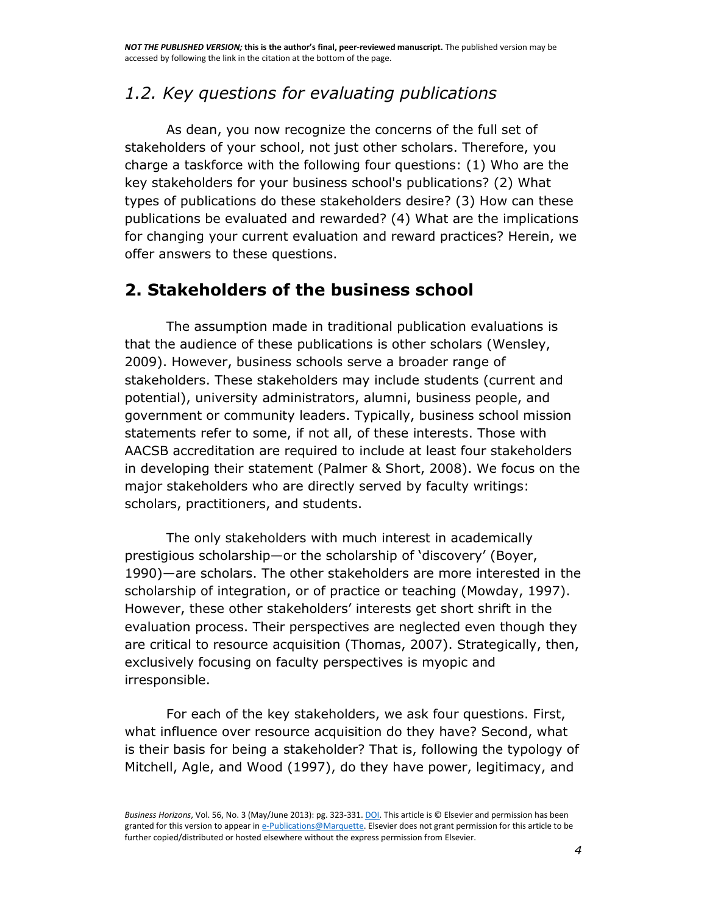## 1.2. Key questions for evaluating publications

As dean, you now recognize the concerns of the full set of stakeholders of your school, not just other scholars. Therefore, you charge a taskforce with the following four questions: (1) Who are the key stakeholders for your business school's publications? (2) What types of publications do these stakeholders desire? (3) How can these publications be evaluated and rewarded? (4) What are the implications for changing your current evaluation and reward practices? Herein, we offer answers to these questions.

# 2. Stakeholders of the business school

The assumption made in traditional publication evaluations is that the audience of these publications is other scholars (Wensley, 2009). However, business schools serve a broader range of stakeholders. These stakeholders may include students (current and potential), university administrators, alumni, business people, and government or community leaders. Typically, business school mission statements refer to some, if not all, of these interests. Those with AACSB accreditation are required to include at least four stakeholders in developing their statement (Palmer & Short, 2008). We focus on the major stakeholders who are directly served by faculty writings: scholars, practitioners, and students.

The only stakeholders with much interest in academically prestigious scholarship—or the scholarship of 'discovery' (Boyer, 1990)—are scholars. The other stakeholders are more interested in the scholarship of integration, or of practice or teaching (Mowday, 1997). However, these other stakeholders' interests get short shrift in the evaluation process. Their perspectives are neglected even though they are critical to resource acquisition (Thomas, 2007). Strategically, then, exclusively focusing on faculty perspectives is myopic and irresponsible.

For each of the key stakeholders, we ask four questions. First, what influence over resource acquisition do they have? Second, what is their basis for being a stakeholder? That is, following the typology of Mitchell, Agle, and Wood (1997), do they have power, legitimacy, and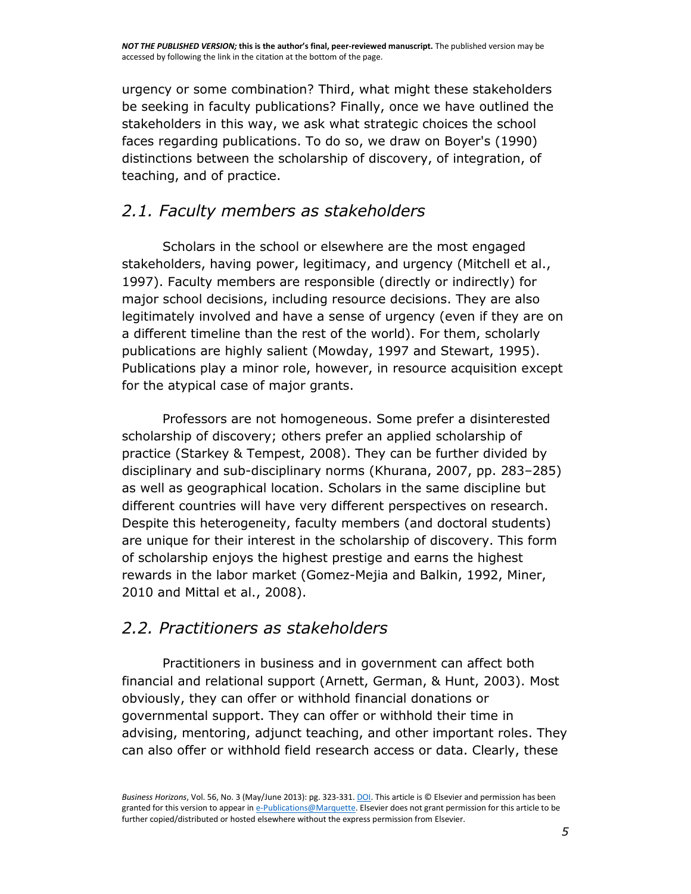urgency or some combination? Third, what might these stakeholders be seeking in faculty publications? Finally, once we have outlined the stakeholders in this way, we ask what strategic choices the school faces regarding publications. To do so, we draw on Boyer's (1990) distinctions between the scholarship of discovery, of integration, of teaching, and of practice.

## *2.1. Faculty members as stakeholders*

Scholars in the school or elsewhere are the most engaged stakeholders, having power, legitimacy, and urgency (Mitchell et al., 1997). Faculty members are responsible (directly or indirectly) for major school decisions, including resource decisions. They are also legitimately involved and have a sense of urgency (even if they are on a different timeline than the rest of the world). For them, scholarly publications are highly salient (Mowday, 1997 and Stewart, 1995). Publications play a minor role, however, in resource acquisition except for the atypical case of major grants.

Professors are not homogeneous. Some prefer a disinterested scholarship of discovery; others prefer an applied scholarship of practice (Starkey & Tempest, 2008). They can be further divided by disciplinary and sub-disciplinary norms (Khurana, 2007, pp. 283–285) as well as geographical location. Scholars in the same discipline but different countries will have very different perspectives on research. Despite this heterogeneity, faculty members (and doctoral students) are unique for their interest in the scholarship of discovery. This form of scholarship enjoys the highest prestige and earns the highest rewards in the labor market (Gomez-Mejia and Balkin, 1992, Miner, 2010 and Mittal et al., 2008).

## *2.2. Practitioners as stakeholders*

Practitioners in business and in government can affect both financial and relational support (Arnett, German, & Hunt, 2003). Most obviously, they can offer or withhold financial donations or governmental support. They can offer or withhold their time in advising, mentoring, adjunct teaching, and other important roles. They can also offer or withhold field research access or data. Clearly, these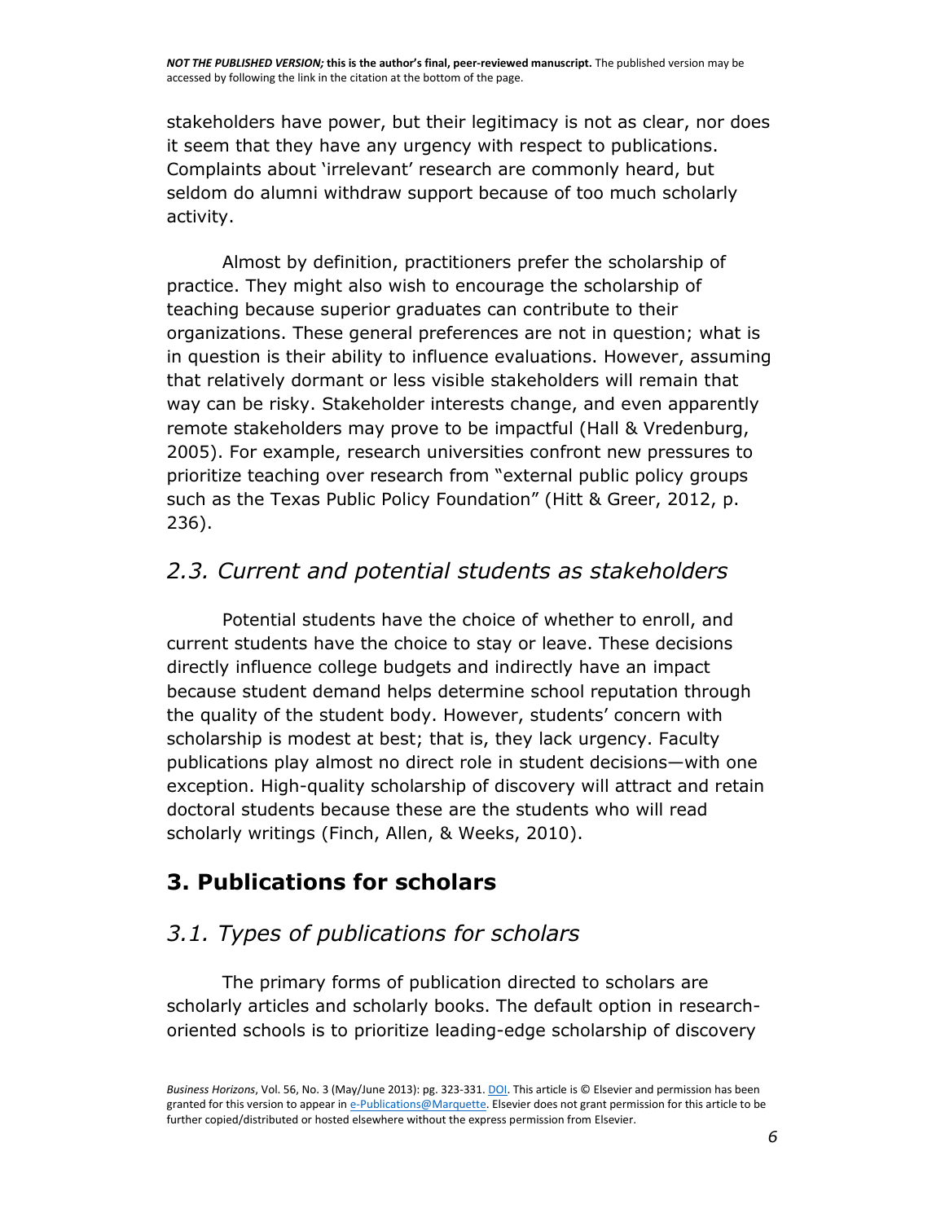stakeholders have power, but their legitimacy is not as clear, nor does it seem that they have any urgency with respect to publications. Complaints about 'irrelevant' research are commonly heard, but seldom do alumni withdraw support because of too much scholarly activity.

Almost by definition, practitioners prefer the scholarship of practice. They might also wish to encourage the scholarship of teaching because superior graduates can contribute to their organizations. These general preferences are not in question; what is in question is their ability to influence evaluations. However, assuming that relatively dormant or less visible stakeholders will remain that way can be risky. Stakeholder interests change, and even apparently remote stakeholders may prove to be impactful (Hall & Vredenburg, 2005). For example, research universities confront new pressures to prioritize teaching over research from "external public policy groups such as the Texas Public Policy Foundation" (Hitt & Greer, 2012, p. 236).

### *2.3. Current and potential students as stakeholders*

Potential students have the choice of whether to enroll, and current students have the choice to stay or leave. These decisions directly influence college budgets and indirectly have an impact because student demand helps determine school reputation through the quality of the student body. However, students' concern with scholarship is modest at best; that is, they lack urgency. Faculty publications play almost no direct role in student decisions—with one exception. High-quality scholarship of discovery will attract and retain doctoral students because these are the students who will read scholarly writings (Finch, Allen, & Weeks, 2010).

## 3. Publications for scholars

### *3.1. Types of publications for scholars*

The primary forms of publication directed to scholars are scholarly articles and scholarly books. The default option in research-oriented schools is to prioritize leading-edge scholarship of discovery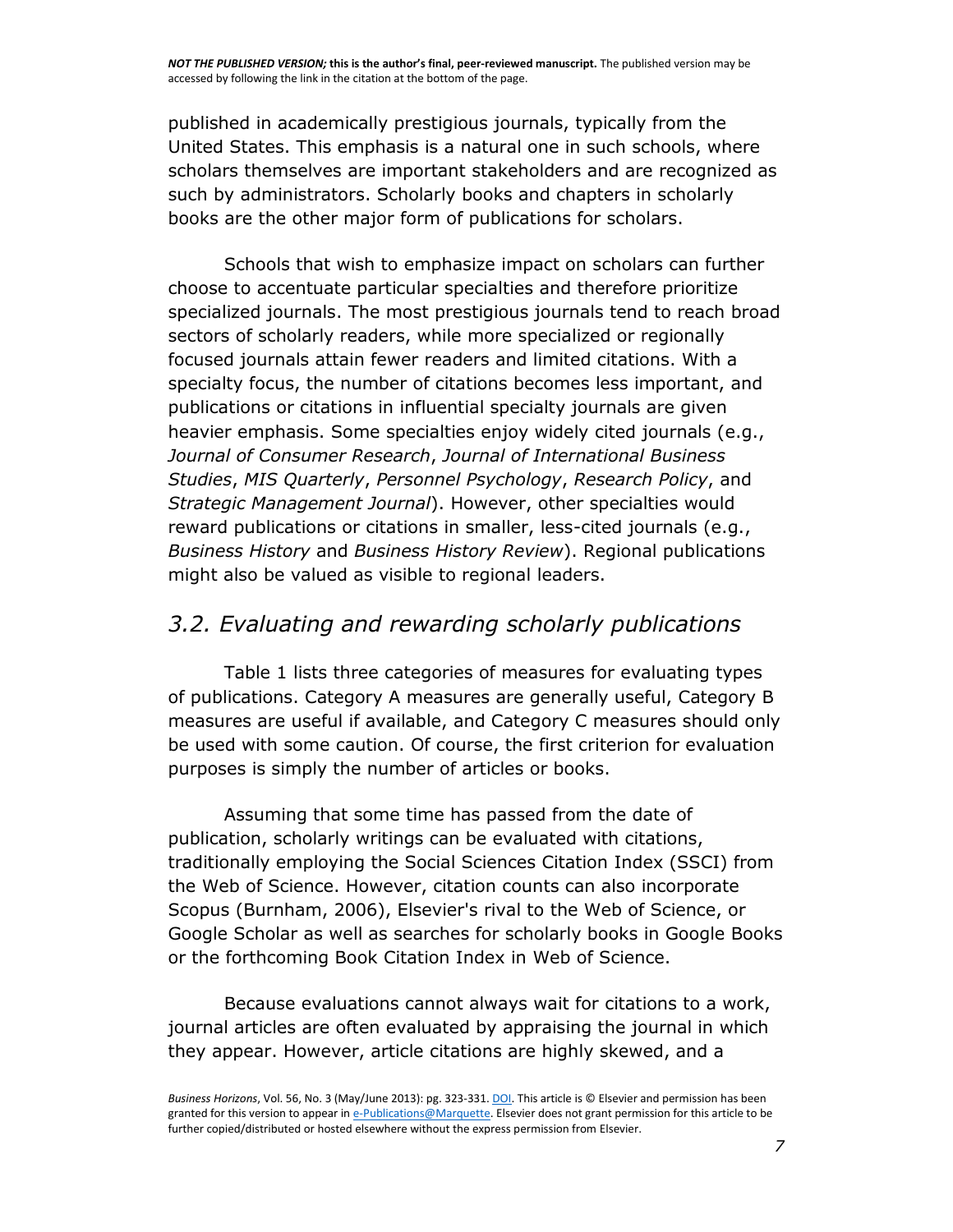published in academically prestigious journals, typically from the United States. This emphasis is a natural one in such schools, where scholars themselves are important stakeholders and are recognized as such by administrators. Scholarly books and chapters in scholarly books are the other major form of publications for scholars.

Schools that wish to emphasize impact on scholars can further choose to accentuate particular specialties and therefore prioritize specialized journals. The most prestigious journals tend to reach broad sectors of scholarly readers, while more specialized or regionally focused journals attain fewer readers and limited citations. With a specialty focus, the number of citations becomes less important, and publications or citations in influential specialty journals are given heavier emphasis. Some specialties enjoy widely cited journals (e.g., *Journal of Consumer Research*, *Journal of International Business Studies*, *MIS Quarterly*, *Personnel Psychology*, *Research Policy*, and *Strategic Management Journal*). However, other specialties would reward publications or citations in smaller, less-cited journals (e.g., *Business History* and *Business History Review*). Regional publications might also be valued as visible to regional leaders.

## *3.2. Evaluating and rewarding scholarly publications*

Table 1 lists three categories of measures for evaluating types of publications. Category A measures are generally useful, Category B measures are useful if available, and Category C measures should only be used with some caution. Of course, the first criterion for evaluation purposes is simply the number of articles or books.

Assuming that some time has passed from the date of publication, scholarly writings can be evaluated with citations, traditionally employing the Social Sciences Citation Index (SSCI) from the Web of Science. However, citation counts can also incorporate Scopus (Burnham, 2006), Elsevier's rival to the Web of Science, or Google Scholar as well as searches for scholarly books in Google Books or the forthcoming Book Citation Index in Web of Science.

Because evaluations cannot always wait for citations to a work, journal articles are often evaluated by appraising the journal in which they appear. However, article citations are highly skewed, and a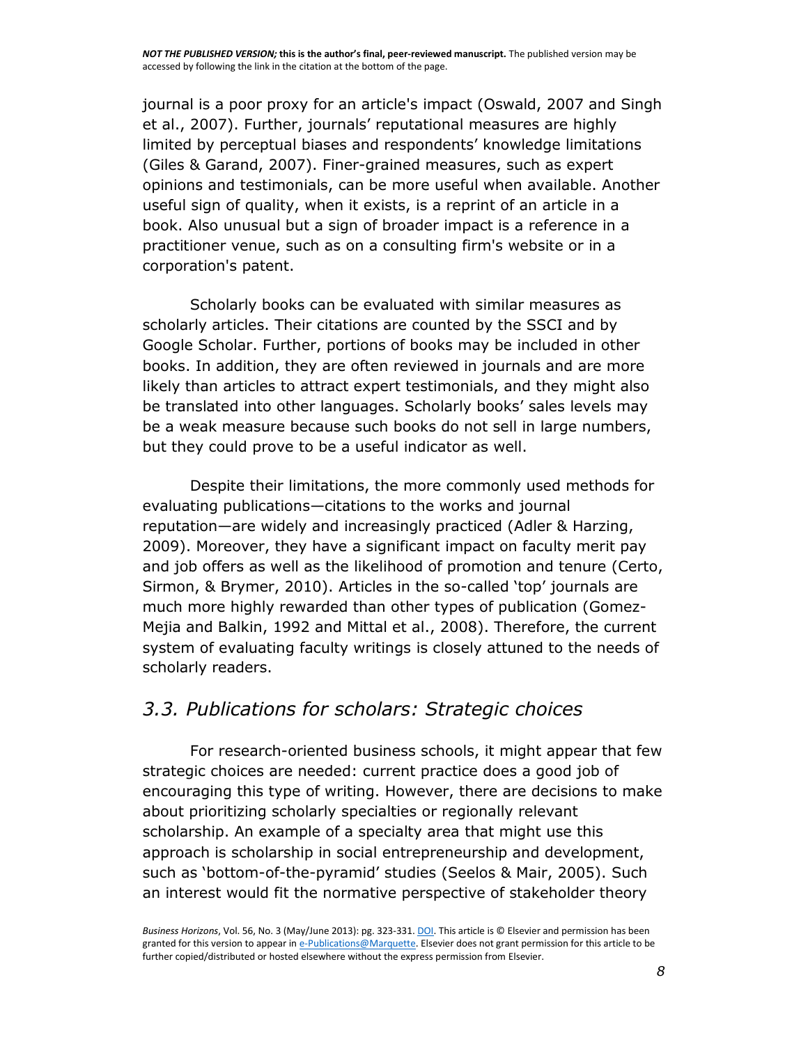journal is a poor proxy for an article's impact (Oswald, 2007 and Singh et al., 2007). Further, journals' reputational measures are highly limited by perceptual biases and respondents' knowledge limitations (Giles & Garand, 2007). Finer-grained measures, such as expert opinions and testimonials, can be more useful when available. Another useful sign of quality, when it exists, is a reprint of an article in a book. Also unusual but a sign of broader impact is a reference in a practitioner venue, such as on a consulting firm's website or in a corporation's patent.

Scholarly books can be evaluated with similar measures as scholarly articles. Their citations are counted by the SSCI and by Google Scholar. Further, portions of books may be included in other books. In addition, they are often reviewed in journals and are more likely than articles to attract expert testimonials, and they might also be translated into other languages. Scholarly books' sales levels may be a weak measure because such books do not sell in large numbers, but they could prove to be a useful indicator as well.

Despite their limitations, the more commonly used methods for evaluating publications—citations to the works and journal reputation—are widely and increasingly practiced (Adler & Harzing, 2009). Moreover, they have a significant impact on faculty merit pay and job offers as well as the likelihood of promotion and tenure (Certo, Sirmon, & Brymer, 2010). Articles in the so-called 'top' journals are much more highly rewarded than other types of publication (Gomez-Mejia and Balkin, 1992 and Mittal et al., 2008). Therefore, the current system of evaluating faculty writings is closely attuned to the needs of scholarly readers.

## *3.3. Publications for scholars: Strategic choices*

For research-oriented business schools, it might appear that few strategic choices are needed: current practice does a good job of encouraging this type of writing. However, there are decisions to make about prioritizing scholarly specialties or regionally relevant scholarship. An example of a specialty area that might use this approach is scholarship in social entrepreneurship and development, such as 'bottom-of-the-pyramid' studies (Seelos & Mair, 2005). Such an interest would fit the normative perspective of stakeholder theory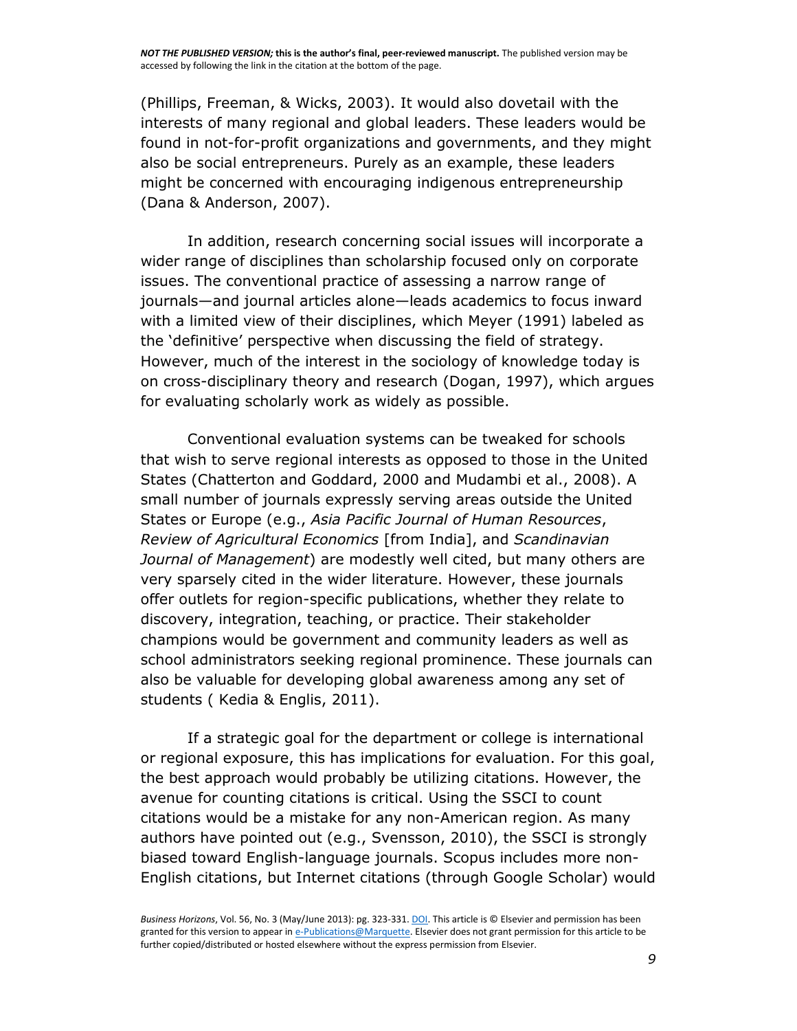(Phillips, Freeman, & Wicks, 2003). It would also dovetail with the interests of many regional and global leaders. These leaders would be found in not-for-profit organizations and governments, and they might also be social entrepreneurs. Purely as an example, these leaders might be concerned with encouraging indigenous entrepreneurship (Dana & Anderson, 2007).

In addition, research concerning social issues will incorporate a wider range of disciplines than scholarship focused only on corporate issues. The conventional practice of assessing a narrow range of journals—and journal articles alone—leads academics to focus inward with a limited view of their disciplines, which Meyer (1991) labeled as the 'definitive' perspective when discussing the field of strategy. However, much of the interest in the sociology of knowledge today is on cross-disciplinary theory and research (Dogan, 1997), which argues for evaluating scholarly work as widely as possible.

Conventional evaluation systems can be tweaked for schools that wish to serve regional interests as opposed to those in the United States (Chatterton and Goddard, 2000 and Mudambi et al., 2008). A small number of journals expressly serving areas outside the United States or Europe (e.g., *Asia Pacific Journal of Human Resources*, *Review of Agricultural Economics* [from India], and *Scandinavian Journal of Management*) are modestly well cited, but many others are very sparsely cited in the wider literature. However, these journals offer outlets for region-specific publications, whether they relate to discovery, integration, teaching, or practice. Their stakeholder champions would be government and community leaders as well as school administrators seeking regional prominence. These journals can also be valuable for developing global awareness among any set of students ( Kedia & Englis, 2011).

If a strategic goal for the department or college is international or regional exposure, this has implications for evaluation. For this goal, the best approach would probably be utilizing citations. However, the avenue for counting citations is critical. Using the SSCI to count citations would be a mistake for any non-American region. As many authors have pointed out (e.g., Svensson, 2010), the SSCI is strongly biased toward English-language journals. Scopus includes more non-English citations, but Internet citations (through Google Scholar) would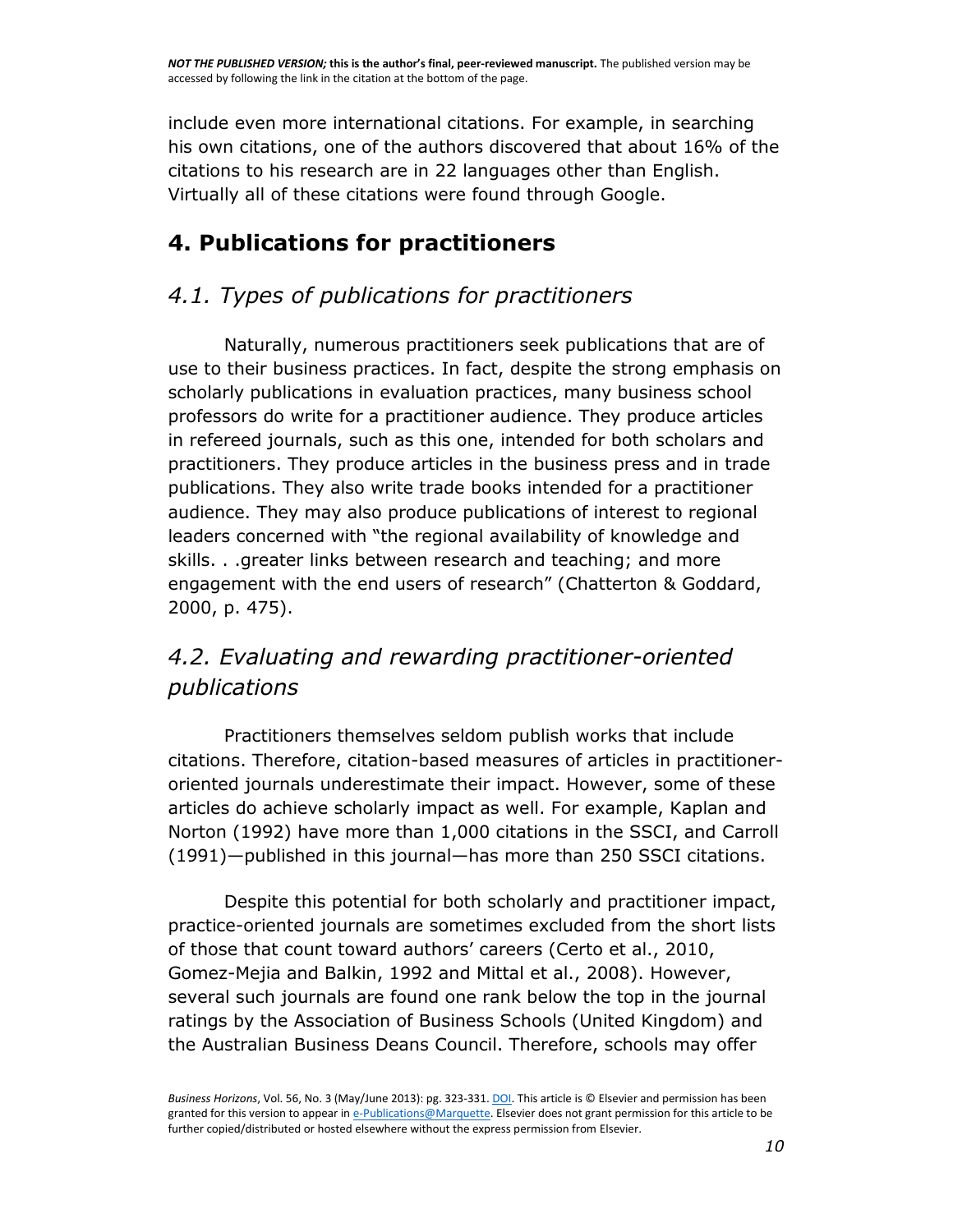include even more international citations. For example, in searching his own citations, one of the authors discovered that about 16% of the citations to his research are in 22 languages other than English. Virtually all of these citations were found through Google.

## 4. Publications for practitioners

### *4.1. Types of publications for practitioners*

Naturally, numerous practitioners seek publications that are of use to their business practices. In fact, despite the strong emphasis on scholarly publications in evaluation practices, many business school professors do write for a practitioner audience. They produce articles in refereed journals, such as this one, intended for both scholars and practitioners. They produce articles in the business press and in trade publications. They also write trade books intended for a practitioner audience. They may also produce publications of interest to regional leaders concerned with "the regional availability of knowledge and skills. . .greater links between research and teaching; and more engagement with the end users of research" (Chatterton & Goddard, 2000, p. 475).

### *4.2. Evaluating and rewarding practitioner-oriented publications*

Practitioners themselves seldom publish works that include citations. Therefore, citation-based measures of articles in practitioner-oriented journals underestimate their impact. However, some of these articles do achieve scholarly impact as well. For example, Kaplan and Norton (1992) have more than 1,000 citations in the SSCI, and Carroll (1991)—published in this journal—has more than 250 SSCI citations.

Despite this potential for both scholarly and practitioner impact, practice-oriented journals are sometimes excluded from the short lists of those that count toward authors' careers (Certo et al., 2010, Gomez-Mejia and Balkin, 1992 and Mittal et al., 2008). However, several such journals are found one rank below the top in the journal ratings by the Association of Business Schools (United Kingdom) and the Australian Business Deans Council. Therefore, schools may offer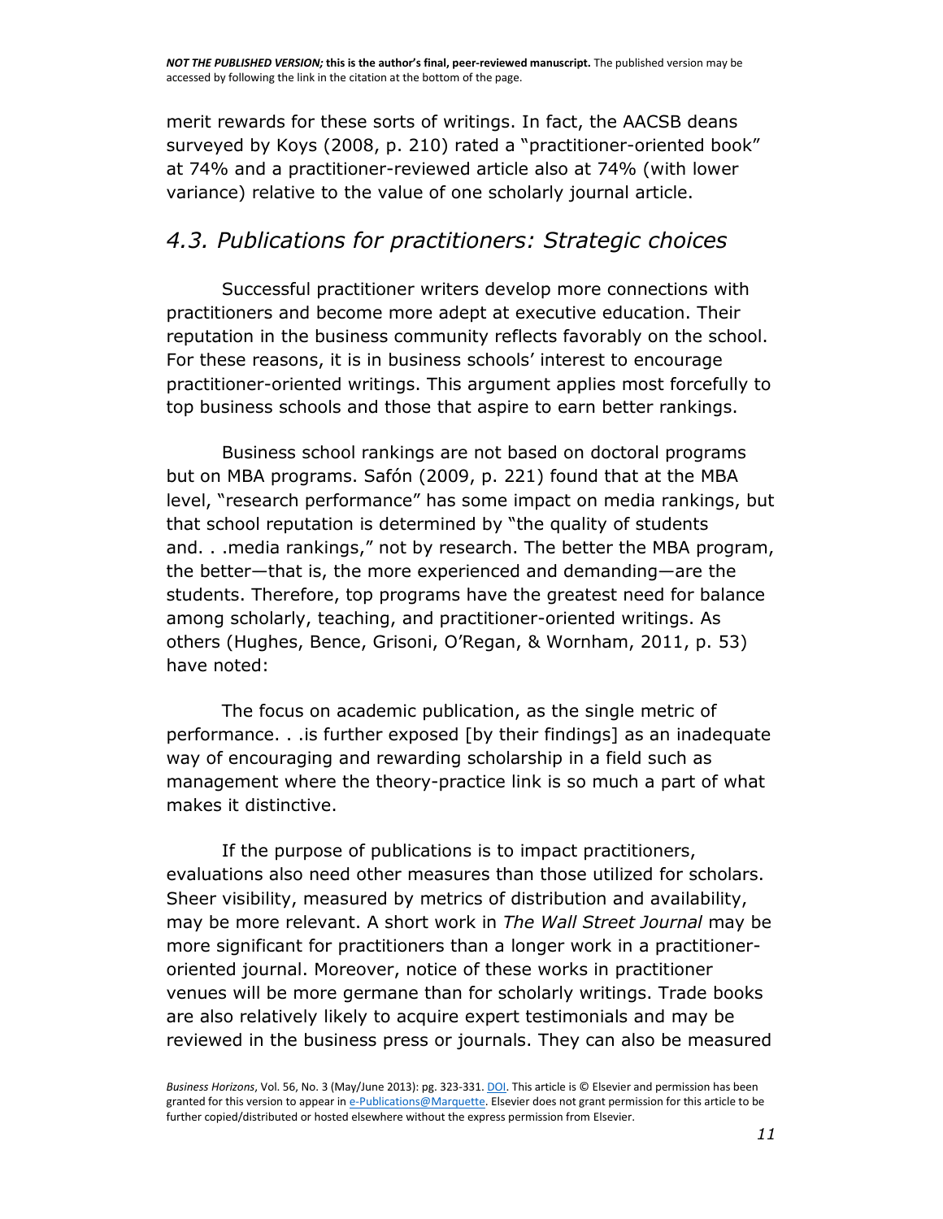merit rewards for these sorts of writings. In fact, the AACSB deans surveyed by Koys (2008, p. 210) rated a "practitioner-oriented book" at 74% and a practitioner-reviewed article also at 74% (with lower variance) relative to the value of one scholarly journal article.

## *4.3. Publications for practitioners: Strategic choices*

Successful practitioner writers develop more connections with practitioners and become more adept at executive education. Their reputation in the business community reflects favorably on the school. For these reasons, it is in business schools' interest to encourage practitioner-oriented writings. This argument applies most forcefully to top business schools and those that aspire to earn better rankings.

Business school rankings are not based on doctoral programs but on MBA programs. Safón (2009, p. 221) found that at the MBA level, "research performance" has some impact on media rankings, but that school reputation is determined by "the quality of students and. . .media rankings," not by research. The better the MBA program, the better—that is, the more experienced and demanding—are the students. Therefore, top programs have the greatest need for balance among scholarly, teaching, and practitioner-oriented writings. As others (Hughes, Bence, Grisoni, O'Regan, & Wornham, 2011, p. 53) have noted:

> The focus on academic publication, as the single metric of performance. . .is further exposed [by their findings] as an inadequate way of encouraging and rewarding scholarship in a field such as management where the theory-practice link is so much a part of what makes it distinctive.

If the purpose of publications is to impact practitioners, evaluations also need other measures than those utilized for scholars. Sheer visibility, measured by metrics of distribution and availability, may be more relevant. A short work in *The Wall Street Journal* may be more significant for practitioners than a longer work in a practitioner-oriented journal. Moreover, notice of these works in practitioner venues will be more germane than for scholarly writings. Trade books are also relatively likely to acquire expert testimonials and may be reviewed in the business press or journals. They can also be measured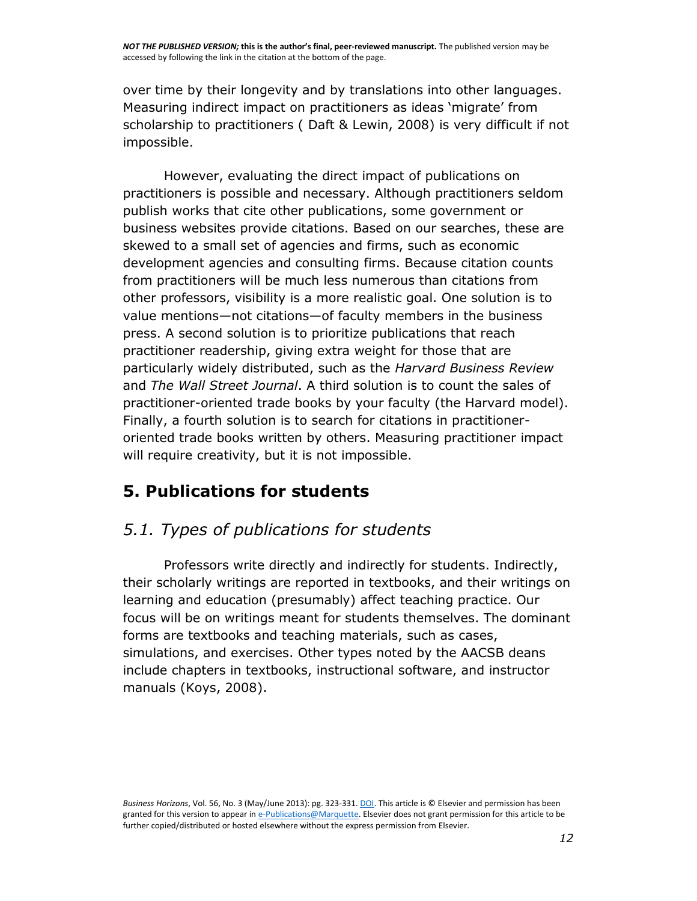over time by their longevity and by translations into other languages. Measuring indirect impact on practitioners as ideas 'migrate' from scholarship to practitioners ( Daft & Lewin, 2008) is very difficult if not impossible.

However, evaluating the direct impact of publications on practitioners is possible and necessary. Although practitioners seldom publish works that cite other publications, some government or business websites provide citations. Based on our searches, these are skewed to a small set of agencies and firms, such as economic development agencies and consulting firms. Because citation counts from practitioners will be much less numerous than citations from other professors, visibility is a more realistic goal. One solution is to value mentions—not citations—of faculty members in the business press. A second solution is to prioritize publications that reach practitioner readership, giving extra weight for those that are particularly widely distributed, such as the *Harvard Business Review* and *The Wall Street Journal*. A third solution is to count the sales of practitioner-oriented trade books by your faculty (the Harvard model). Finally, a fourth solution is to search for citations in practitioner-oriented trade books written by others. Measuring practitioner impact will require creativity, but it is not impossible.

## 5. Publications for students

### *5.1. Types of publications for students*

Professors write directly and indirectly for students. Indirectly, their scholarly writings are reported in textbooks, and their writings on learning and education (presumably) affect teaching practice. Our focus will be on writings meant for students themselves. The dominant forms are textbooks and teaching materials, such as cases, simulations, and exercises. Other types noted by the AACSB deans include chapters in textbooks, instructional software, and instructor manuals (Koys, 2008).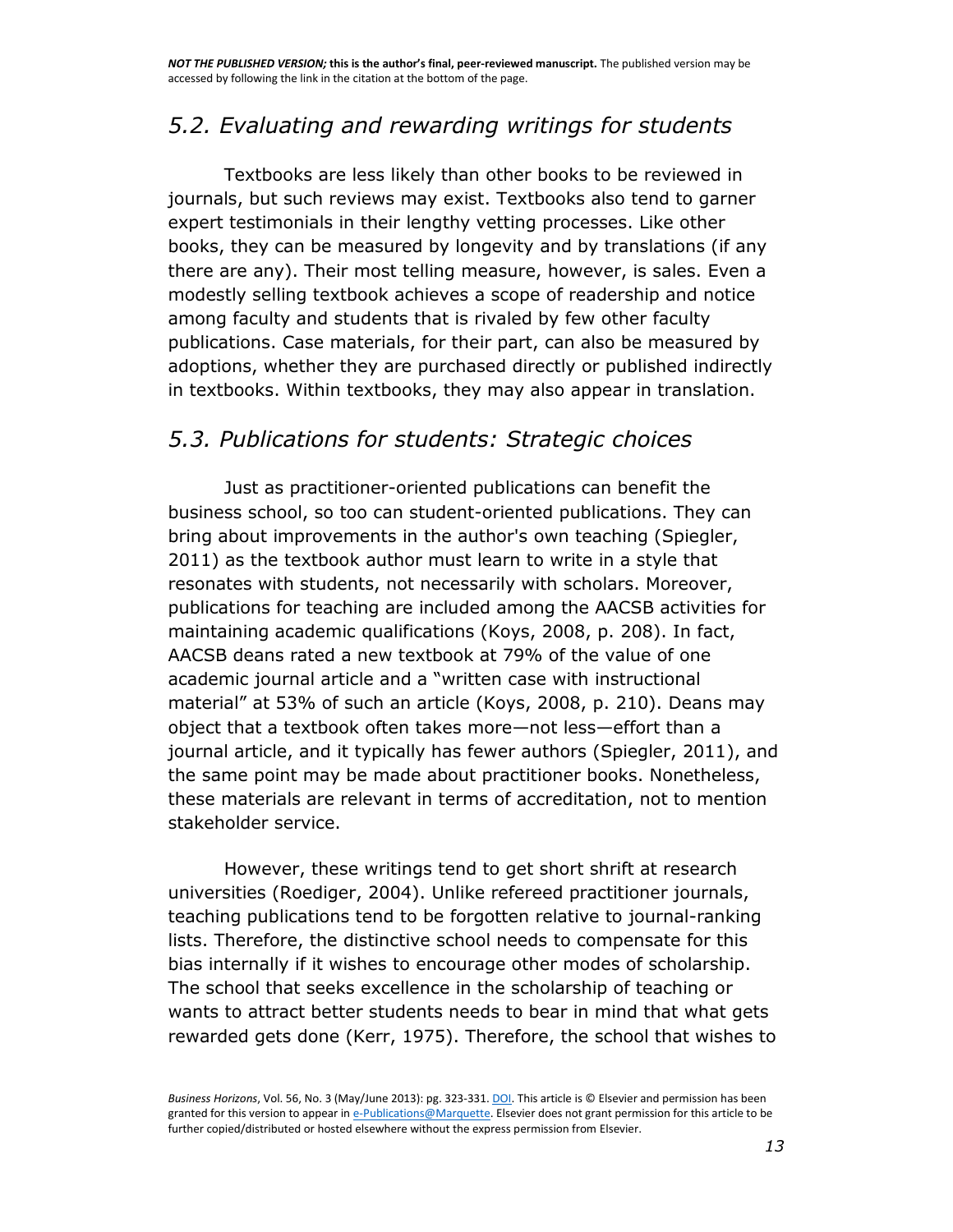## *5.2. Evaluating and rewarding writings for students*

Textbooks are less likely than other books to be reviewed in journals, but such reviews may exist. Textbooks also tend to garner expert testimonials in their lengthy vetting processes. Like other books, they can be measured by longevity and by translations (if any there are any). Their most telling measure, however, is sales. Even a modestly selling textbook achieves a scope of readership and notice among faculty and students that is rivaled by few other faculty publications. Case materials, for their part, can also be measured by adoptions, whether they are purchased directly or published indirectly in textbooks. Within textbooks, they may also appear in translation.

## *5.3. Publications for students: Strategic choices*

Just as practitioner-oriented publications can benefit the business school, so too can student-oriented publications. They can bring about improvements in the author's own teaching (Spiegler, 2011) as the textbook author must learn to write in a style that resonates with students, not necessarily with scholars. Moreover, publications for teaching are included among the AACSB activities for maintaining academic qualifications (Koys, 2008, p. 208). In fact, AACSB deans rated a new textbook at 79% of the value of one academic journal article and a "written case with instructional material" at 53% of such an article (Koys, 2008, p. 210). Deans may object that a textbook often takes more—not less—effort than a journal article, and it typically has fewer authors (Spiegler, 2011), and the same point may be made about practitioner books. Nonetheless, these materials are relevant in terms of accreditation, not to mention stakeholder service.

However, these writings tend to get short shrift at research universities (Roediger, 2004). Unlike refereed practitioner journals, teaching publications tend to be forgotten relative to journal-ranking lists. Therefore, the distinctive school needs to compensate for this bias internally if it wishes to encourage other modes of scholarship. The school that seeks excellence in the scholarship of teaching or wants to attract better students needs to bear in mind that what gets rewarded gets done (Kerr, 1975). Therefore, the school that wishes to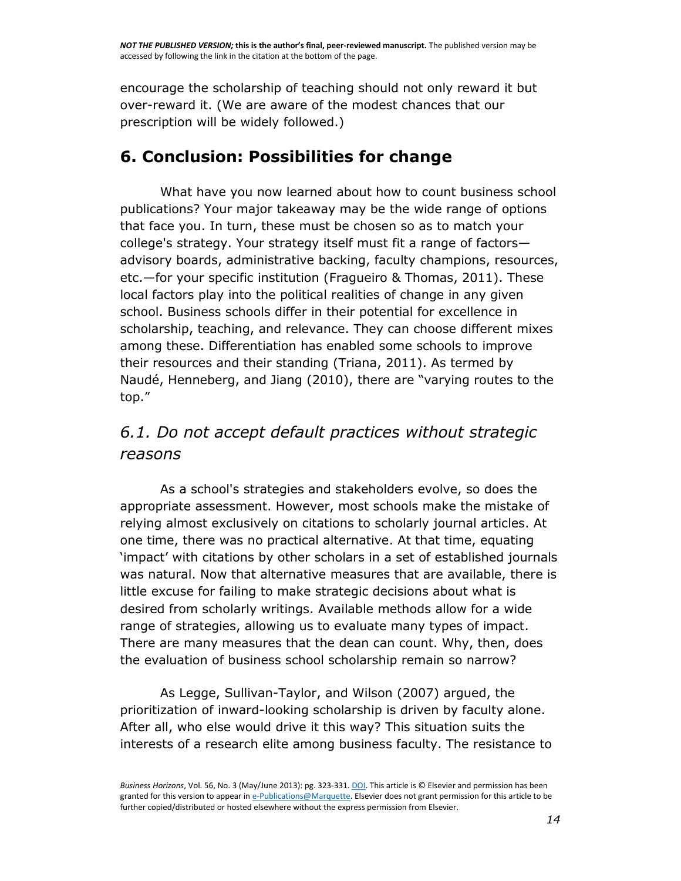encourage the scholarship of teaching should not only reward it but over-reward it. (We are aware of the modest chances that our prescription will be widely followed.)

## 6. Conclusion: Possibilities for change

What have you now learned about how to count business school publications? Your major takeaway may be the wide range of options that face you. In turn, these must be chosen so as to match your college's strategy. Your strategy itself must fit a range of factors—advisory boards, administrative backing, faculty champions, resources, etc.—for your specific institution (Fragueiro & Thomas, 2011). These local factors play into the political realities of change in any given school. Business schools differ in their potential for excellence in scholarship, teaching, and relevance. They can choose different mixes among these. Differentiation has enabled some schools to improve their resources and their standing (Triana, 2011). As termed by Naudé, Henneberg, and Jiang (2010), there are "varying routes to the top."

### *6.1. Do not accept default practices without strategic reasons*

As a school's strategies and stakeholders evolve, so does the appropriate assessment. However, most schools make the mistake of relying almost exclusively on citations to scholarly journal articles. At one time, there was no practical alternative. At that time, equating 'impact' with citations by other scholars in a set of established journals was natural. Now that alternative measures that are available, there is little excuse for failing to make strategic decisions about what is desired from scholarly writings. Available methods allow for a wide range of strategies, allowing us to evaluate many types of impact. There are many measures that the dean can count. Why, then, does the evaluation of business school scholarship remain so narrow?

As Legge, Sullivan-Taylor, and Wilson (2007) argued, the prioritization of inward-looking scholarship is driven by faculty alone. After all, who else would drive it this way? This situation suits the interests of a research elite among business faculty. The resistance to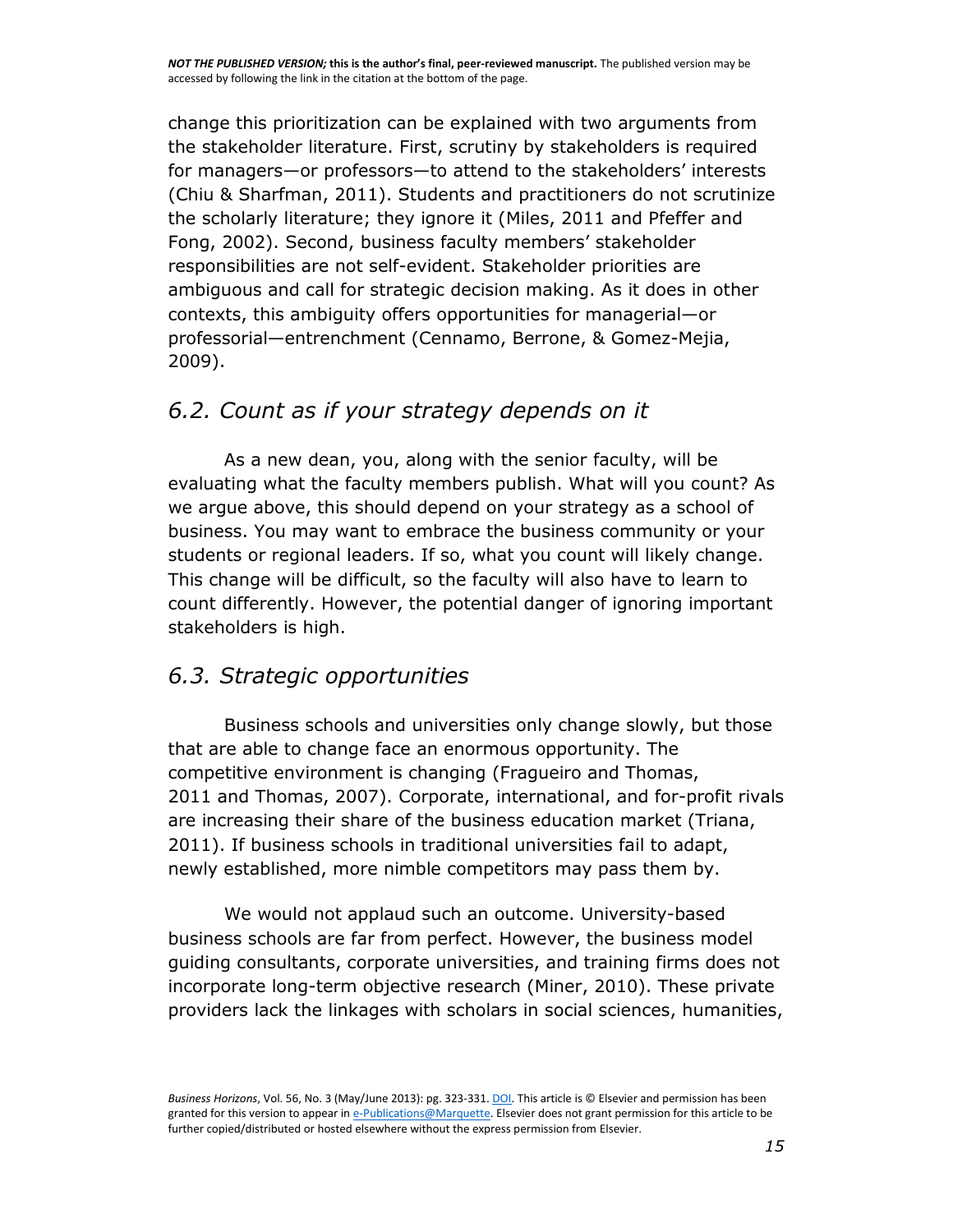change this prioritization can be explained with two arguments from the stakeholder literature. First, scrutiny by stakeholders is required for managers—or professors—to attend to the stakeholders' interests (Chiu & Sharfman, 2011). Students and practitioners do not scrutinize the scholarly literature; they ignore it (Miles, 2011 and Pfeffer and Fong, 2002). Second, business faculty members' stakeholder responsibilities are not self-evident. Stakeholder priorities are ambiguous and call for strategic decision making. As it does in other contexts, this ambiguity offers opportunities for managerial—or professorial—entrenchment (Cennamo, Berrone, & Gomez-Mejia, 2009).

## *6.2. Count as if your strategy depends on it*

As a new dean, you, along with the senior faculty, will be evaluating what the faculty members publish. What will you count? As we argue above, this should depend on your strategy as a school of business. You may want to embrace the business community or your students or regional leaders. If so, what you count will likely change. This change will be difficult, so the faculty will also have to learn to count differently. However, the potential danger of ignoring important stakeholders is high.

## *6.3. Strategic opportunities*

Business schools and universities only change slowly, but those that are able to change face an enormous opportunity. The competitive environment is changing (Fragueiro and Thomas, 2011 and Thomas, 2007). Corporate, international, and for-profit rivals are increasing their share of the business education market (Triana, 2011). If business schools in traditional universities fail to adapt, newly established, more nimble competitors may pass them by.

We would not applaud such an outcome. University-based business schools are far from perfect. However, the business model guiding consultants, corporate universities, and training firms does not incorporate long-term objective research (Miner, 2010). These private providers lack the linkages with scholars in social sciences, humanities,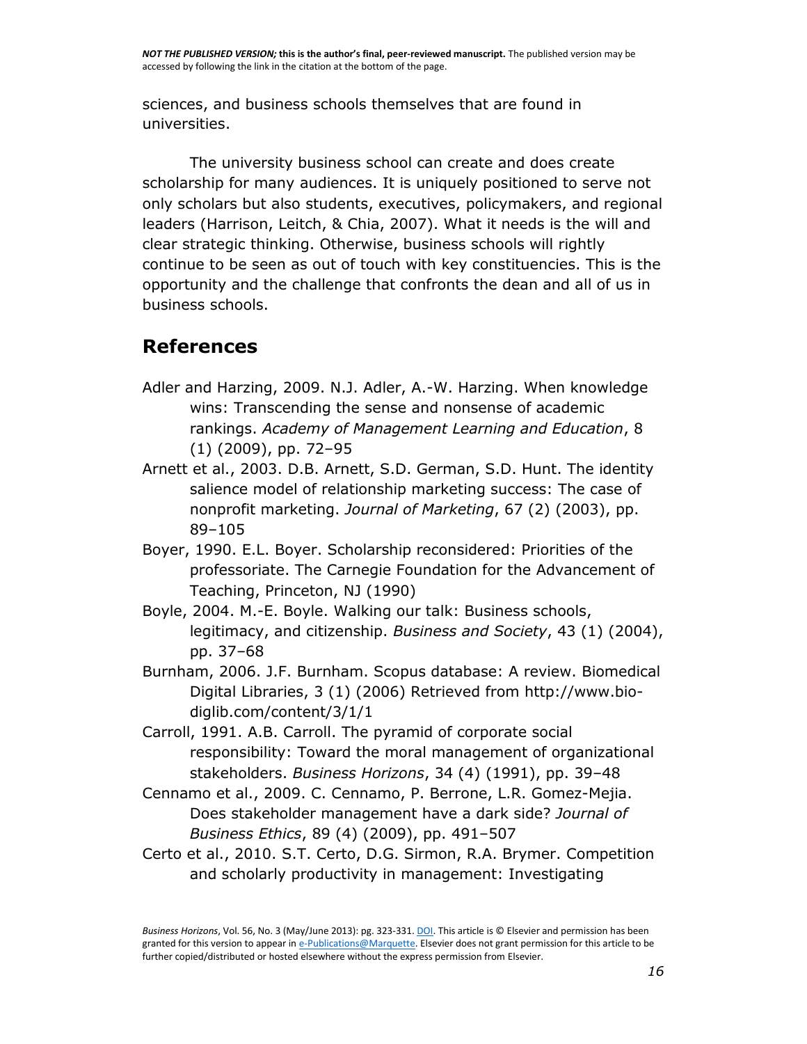sciences, and business schools themselves that are found in universities.

The university business school can create and does create scholarship for many audiences. It is uniquely positioned to serve not only scholars but also students, executives, policymakers, and regional leaders (Harrison, Leitch, & Chia, 2007). What it needs is the will and clear strategic thinking. Otherwise, business schools will rightly continue to be seen as out of touch with key constituencies. This is the opportunity and the challenge that confronts the dean and all of us in business schools.

## References

Adler and Harzing, 2009. N.J. Adler, A.-W. Harzing. When knowledge wins: Transcending the sense and nonsense of academic rankings. *Academy of Management Learning and Education*, 8 (1) (2009), pp. 72–95

Arnett et al., 2003. D.B. Arnett, S.D. German, S.D. Hunt. The identity salience model of relationship marketing success: The case of nonprofit marketing. *Journal of Marketing*, 67 (2) (2003), pp. 89–105

Boyer, 1990. E.L. Boyer. Scholarship reconsidered: Priorities of the professoriate. The Carnegie Foundation for the Advancement of Teaching, Princeton, NJ (1990)

Boyle, 2004. M.-E. Boyle. Walking our talk: Business schools, legitimacy, and citizenship. *Business and Society*, 43 (1) (2004), pp. 37–68

Burnham, 2006. J.F. Burnham. Scopus database: A review. Biomedical Digital Libraries, 3 (1) (2006) Retrieved from http://www.bio-diglib.com/content/3/1/1

Carroll, 1991. A.B. Carroll. The pyramid of corporate social responsibility: Toward the moral management of organizational stakeholders. *Business Horizons*, 34 (4) (1991), pp. 39–48

Cennamo et al., 2009. C. Cennamo, P. Berrone, L.R. Gomez-Mejia. Does stakeholder management have a dark side? *Journal of Business Ethics*, 89 (4) (2009), pp. 491–507

Certo et al., 2010. S.T. Certo, D.G. Sirmon, R.A. Brymer. Competition and scholarly productivity in management: Investigating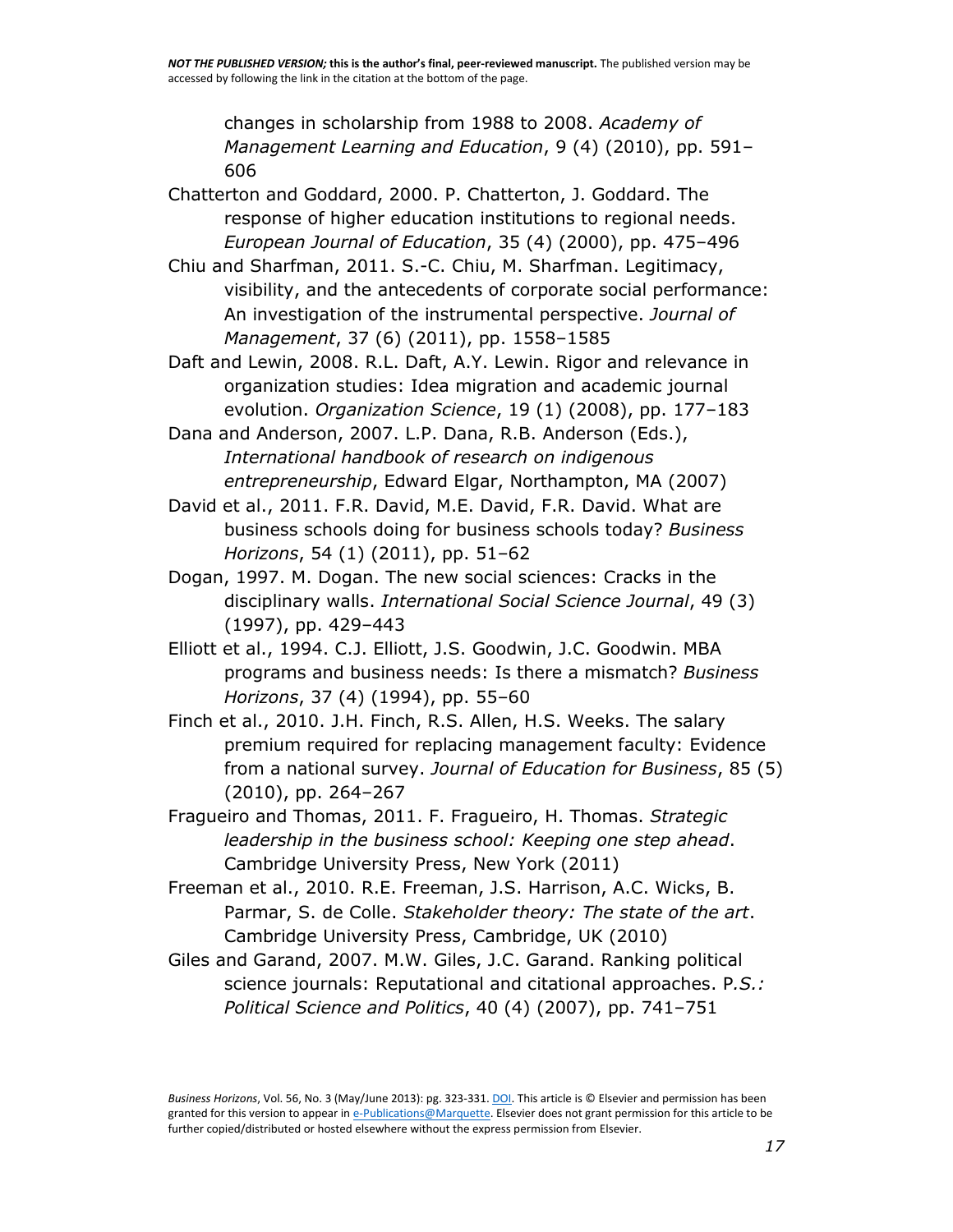changes in scholarship from 1988 to 2008. *Academy of Management Learning and Education*, 9 (4) (2010), pp. 591–606

Chatterton and Goddard, 2000. P. Chatterton, J. Goddard. The response of higher education institutions to regional needs. *European Journal of Education*, 35 (4) (2000), pp. 475–496

Chiu and Sharfman, 2011. S.-C. Chiu, M. Sharfman. Legitimacy, visibility, and the antecedents of corporate social performance: An investigation of the instrumental perspective. *Journal of Management*, 37 (6) (2011), pp. 1558–1585

Daft and Lewin, 2008. R.L. Daft, A.Y. Lewin. Rigor and relevance in organization studies: Idea migration and academic journal evolution. *Organization Science*, 19 (1) (2008), pp. 177–183

Dana and Anderson, 2007. L.P. Dana, R.B. Anderson (Eds.), *International handbook of research on indigenous entrepreneurship*, Edward Elgar, Northampton, MA (2007)

David et al., 2011. F.R. David, M.E. David, F.R. David. What are business schools doing for business schools today? *Business Horizons*, 54 (1) (2011), pp. 51–62

Dogan, 1997. M. Dogan. The new social sciences: Cracks in the disciplinary walls. *International Social Science Journal*, 49 (3) (1997), pp. 429–443

Elliott et al., 1994. C.J. Elliott, J.S. Goodwin, J.C. Goodwin. MBA programs and business needs: Is there a mismatch? *Business Horizons*, 37 (4) (1994), pp. 55–60

Finch et al., 2010. J.H. Finch, R.S. Allen, H.S. Weeks. The salary premium required for replacing management faculty: Evidence from a national survey. *Journal of Education for Business*, 85 (5) (2010), pp. 264–267

Fragueiro and Thomas, 2011. F. Fragueiro, H. Thomas. *Strategic leadership in the business school: Keeping one step ahead*. Cambridge University Press, New York (2011)

Freeman et al., 2010. R.E. Freeman, J.S. Harrison, A.C. Wicks, B. Parmar, S. de Colle. *Stakeholder theory: The state of the art*. Cambridge University Press, Cambridge, UK (2010)

Giles and Garand, 2007. M.W. Giles, J.C. Garand. Ranking political science journals: Reputational and citational approaches. P*.S.: Political Science and Politics*, 40 (4) (2007), pp. 741–751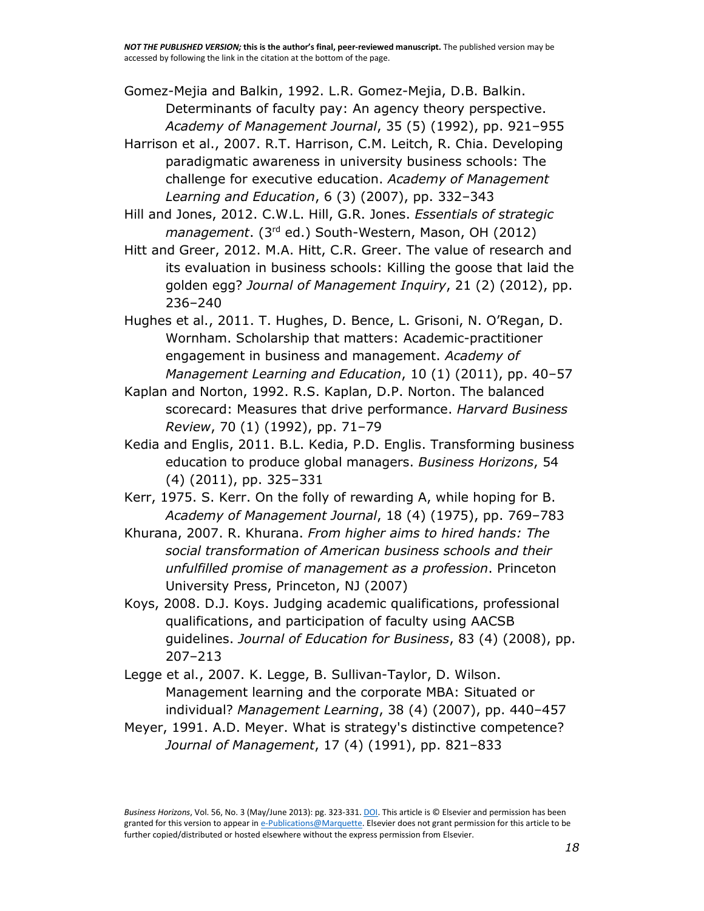Gomez-Mejia and Balkin, 1992. L.R. Gomez-Mejia, D.B. Balkin. Determinants of faculty pay: An agency theory perspective. *Academy of Management Journal*, 35 (5) (1992), pp. 921–955

Harrison et al., 2007. R.T. Harrison, C.M. Leitch, R. Chia. Developing paradigmatic awareness in university business schools: The challenge for executive education. *Academy of Management Learning and Education*, 6 (3) (2007), pp. 332–343

Hill and Jones, 2012. C.W.L. Hill, G.R. Jones. *Essentials of strategic management*. (3rd ed.) South-Western, Mason, OH (2012)

Hitt and Greer, 2012. M.A. Hitt, C.R. Greer. The value of research and its evaluation in business schools: Killing the goose that laid the golden egg? *Journal of Management Inquiry*, 21 (2) (2012), pp. 236–240

Hughes et al., 2011. T. Hughes, D. Bence, L. Grisoni, N. O'Regan, D. Wornham. Scholarship that matters: Academic-practitioner engagement in business and management. *Academy of Management Learning and Education*, 10 (1) (2011), pp. 40–57

Kaplan and Norton, 1992. R.S. Kaplan, D.P. Norton. The balanced scorecard: Measures that drive performance. *Harvard Business Review*, 70 (1) (1992), pp. 71–79

Kedia and Englis, 2011. B.L. Kedia, P.D. Englis. Transforming business education to produce global managers. *Business Horizons*, 54 (4) (2011), pp. 325–331

Kerr, 1975. S. Kerr. On the folly of rewarding A, while hoping for B. *Academy of Management Journal*, 18 (4) (1975), pp. 769–783

Khurana, 2007. R. Khurana. *From higher aims to hired hands: The social transformation of American business schools and their unfulfilled promise of management as a profession*. Princeton University Press, Princeton, NJ (2007)

Koys, 2008. D.J. Koys. Judging academic qualifications, professional qualifications, and participation of faculty using AACSB guidelines. *Journal of Education for Business*, 83 (4) (2008), pp. 207–213

Legge et al., 2007. K. Legge, B. Sullivan-Taylor, D. Wilson. Management learning and the corporate MBA: Situated or individual? *Management Learning*, 38 (4) (2007), pp. 440–457

Meyer, 1991. A.D. Meyer. What is strategy's distinctive competence? *Journal of Management*, 17 (4) (1991), pp. 821–833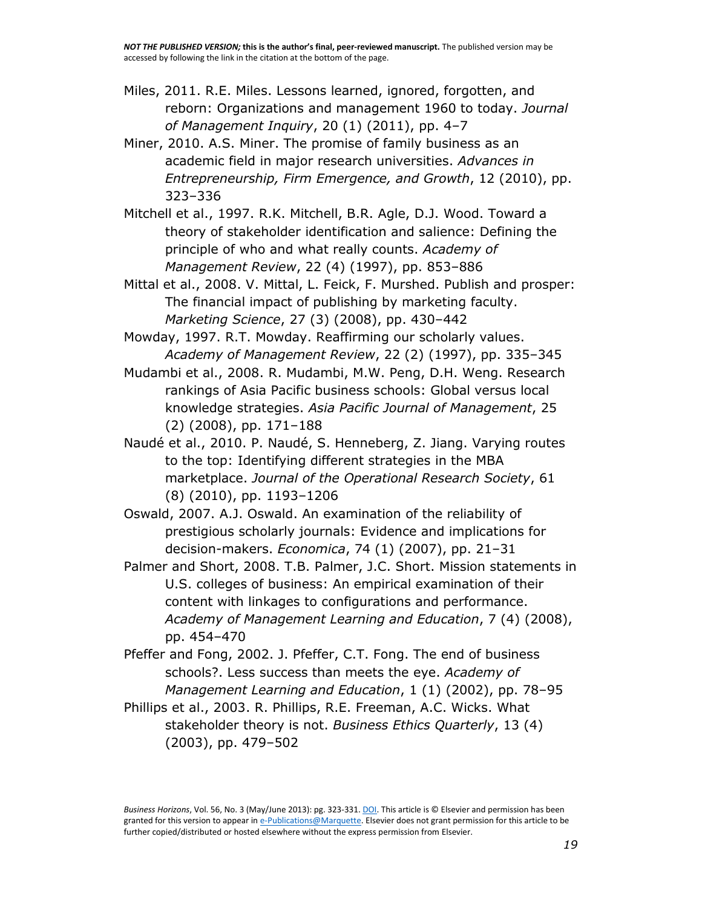Miles, 2011. R.E. Miles. Lessons learned, ignored, forgotten, and reborn: Organizations and management 1960 to today. *Journal of Management Inquiry*, 20 (1) (2011), pp. 4–7

Miner, 2010. A.S. Miner. The promise of family business as an academic field in major research universities. *Advances in Entrepreneurship, Firm Emergence, and Growth*, 12 (2010), pp. 323–336

Mitchell et al., 1997. R.K. Mitchell, B.R. Agle, D.J. Wood. Toward a theory of stakeholder identification and salience: Defining the principle of who and what really counts. *Academy of Management Review*, 22 (4) (1997), pp. 853–886

Mittal et al., 2008. V. Mittal, L. Feick, F. Murshed. Publish and prosper: The financial impact of publishing by marketing faculty. *Marketing Science*, 27 (3) (2008), pp. 430–442

Mowday, 1997. R.T. Mowday. Reaffirming our scholarly values. *Academy of Management Review*, 22 (2) (1997), pp. 335–345

Mudambi et al., 2008. R. Mudambi, M.W. Peng, D.H. Weng. Research rankings of Asia Pacific business schools: Global versus local knowledge strategies. *Asia Pacific Journal of Management*, 25 (2) (2008), pp. 171–188

Naudé et al., 2010. P. Naudé, S. Henneberg, Z. Jiang. Varying routes to the top: Identifying different strategies in the MBA marketplace. *Journal of the Operational Research Society*, 61 (8) (2010), pp. 1193–1206

Oswald, 2007. A.J. Oswald. An examination of the reliability of prestigious scholarly journals: Evidence and implications for decision-makers. *Economica*, 74 (1) (2007), pp. 21–31

Palmer and Short, 2008. T.B. Palmer, J.C. Short. Mission statements in U.S. colleges of business: An empirical examination of their content with linkages to configurations and performance. *Academy of Management Learning and Education*, 7 (4) (2008), pp. 454–470

Pfeffer and Fong, 2002. J. Pfeffer, C.T. Fong. The end of business schools?. Less success than meets the eye. *Academy of Management Learning and Education*, 1 (1) (2002), pp. 78–95

Phillips et al., 2003. R. Phillips, R.E. Freeman, A.C. Wicks. What stakeholder theory is not. *Business Ethics Quarterly*, 13 (4) (2003), pp. 479–502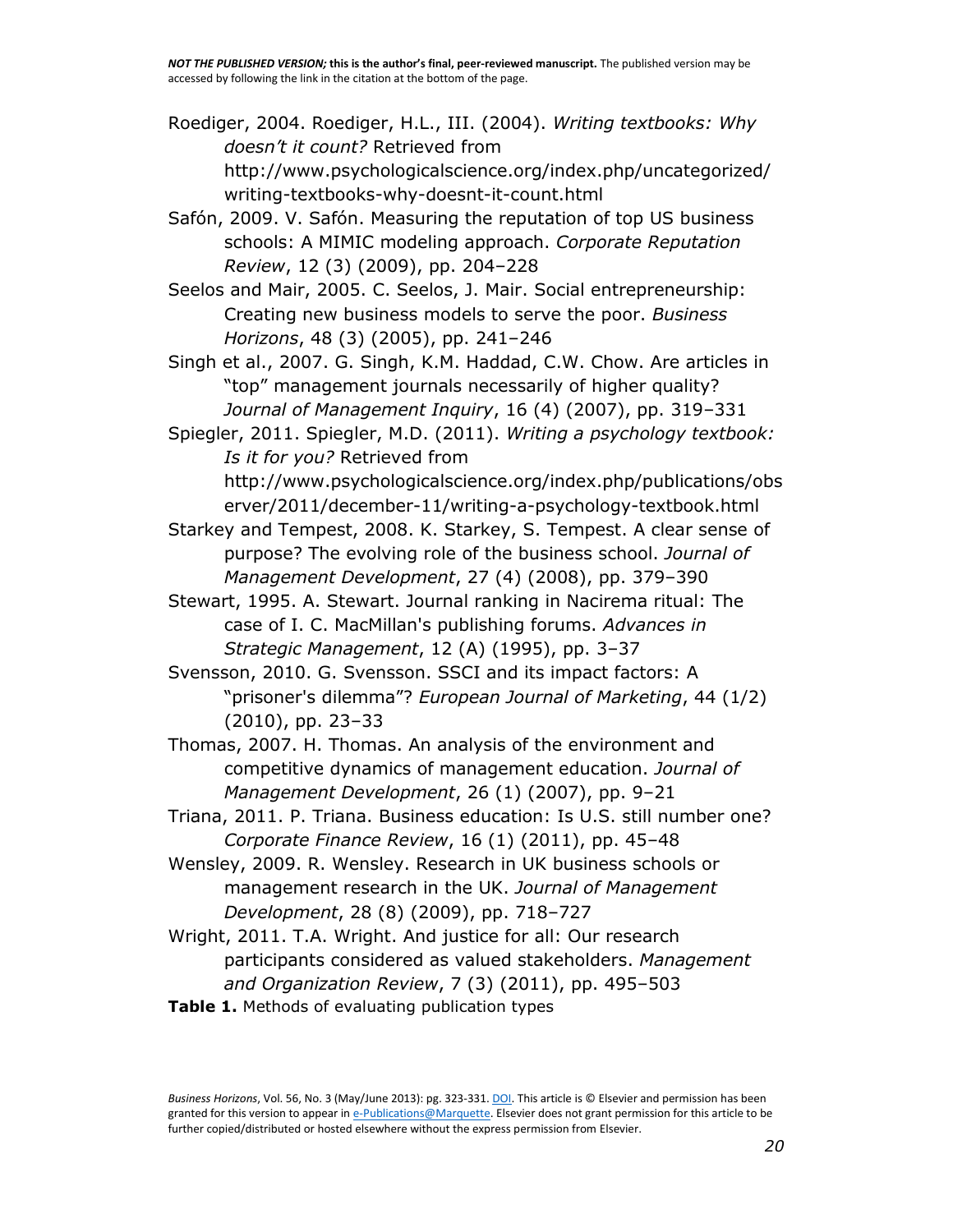Roediger, 2004. Roediger, H.L., III. (2004). *Writing textbooks: Why doesn't it count?* Retrieved from http://www.psychologicalscience.org/index.php/uncategorized/writing-textbooks-why-doesnt-it-count.html

Safón, 2009. V. Safón. Measuring the reputation of top US business schools: A MIMIC modeling approach. *Corporate Reputation Review*, 12 (3) (2009), pp. 204–228

Seelos and Mair, 2005. C. Seelos, J. Mair. Social entrepreneurship: Creating new business models to serve the poor. *Business Horizons*, 48 (3) (2005), pp. 241–246

Singh et al., 2007. G. Singh, K.M. Haddad, C.W. Chow. Are articles in "top" management journals necessarily of higher quality? *Journal of Management Inquiry*, 16 (4) (2007), pp. 319–331

Spiegler, 2011. Spiegler, M.D. (2011). *Writing a psychology textbook: Is it for you?* Retrieved from http://www.psychologicalscience.org/index.php/publications/observer/2011/december-11/writing-a-psychology-textbook.html

Starkey and Tempest, 2008. K. Starkey, S. Tempest. A clear sense of purpose? The evolving role of the business school. *Journal of Management Development*, 27 (4) (2008), pp. 379–390

Stewart, 1995. A. Stewart. Journal ranking in Nacirema ritual: The case of I. C. MacMillan's publishing forums. *Advances in Strategic Management*, 12 (A) (1995), pp. 3–37

Svensson, 2010. G. Svensson. SSCI and its impact factors: A "prisoner's dilemma"? *European Journal of Marketing*, 44 (1/2) (2010), pp. 23–33

Thomas, 2007. H. Thomas. An analysis of the environment and competitive dynamics of management education. *Journal of Management Development*, 26 (1) (2007), pp. 9–21

Triana, 2011. P. Triana. Business education: Is U.S. still number one? *Corporate Finance Review*, 16 (1) (2011), pp. 45–48

Wensley, 2009. R. Wensley. Research in UK business schools or management research in the UK. *Journal of Management Development*, 28 (8) (2009), pp. 718–727

Wright, 2011. T.A. Wright. And justice for all: Our research participants considered as valued stakeholders. *Management and Organization Review*, 7 (3) (2011), pp. 495–503

**Table 1.** Methods of evaluating publication types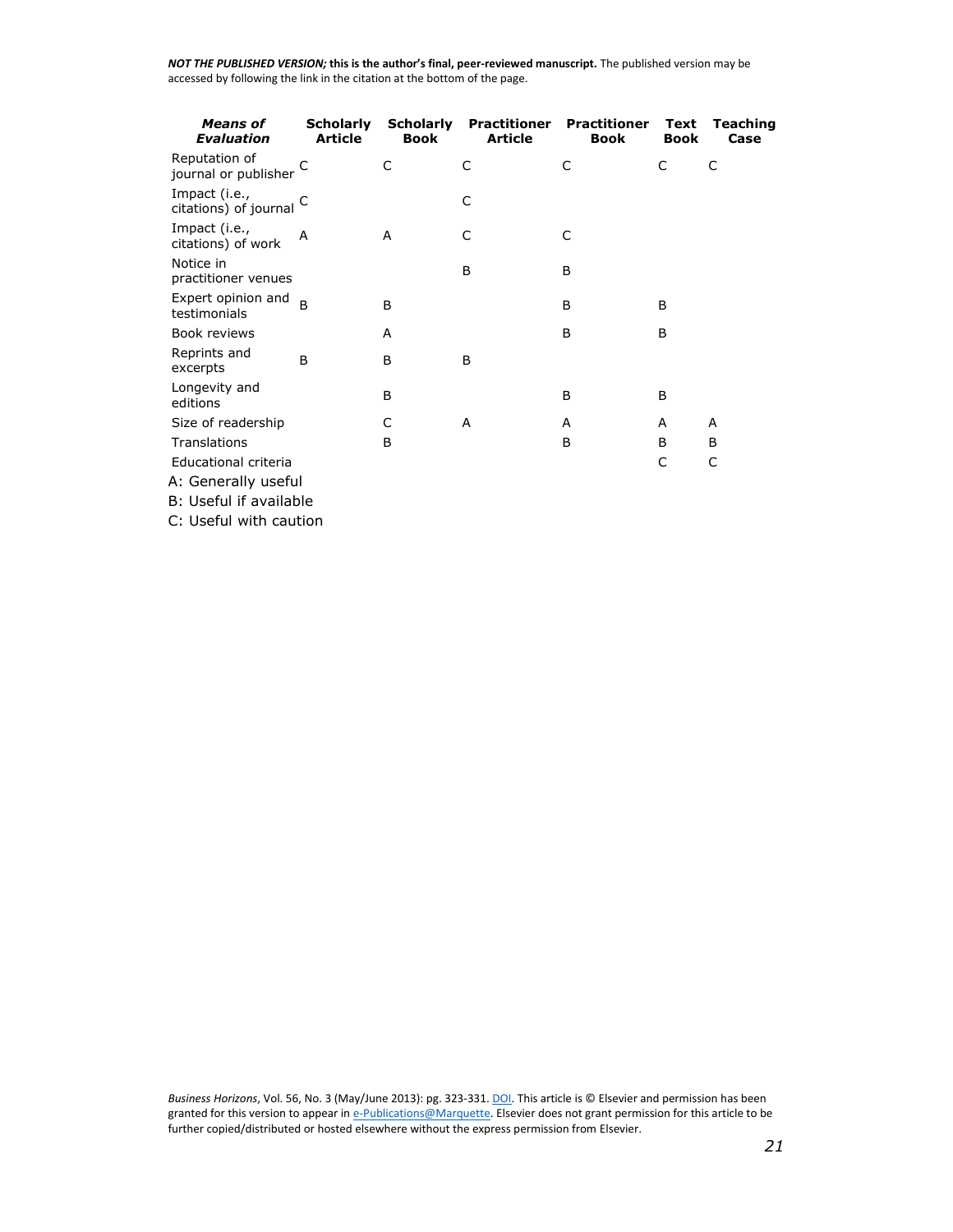| ***Means of Evaluation*** | **Scholarly Article** | **Scholarly Book** | **Practitioner Article** | **Practitioner Book** | **Text Book** | **Teaching Case** |
|---|---|---|---|---|---|---|
| Reputation of journal or publisher | C | C | C | C | C | C |
| Impact (i.e., citations) of journal | C | | C | | | |
| Impact (i.e., citations) of work | A | A | C | C | | |
| Notice in practitioner venues | | | B | B | | |
| Expert opinion and testimonials | B | B | | B | B | |
| Book reviews | | A | | B | B | |
| Reprints and excerpts | B | B | B | | | |
| Longevity and editions | | B | | B | B | |
| Size of readership | | C | A | A | A | A |
| Translations | | B | | B | B | B |
| Educational criteria | | | | | C | C |

A: Generally useful

B: Useful if available

C: Useful with caution